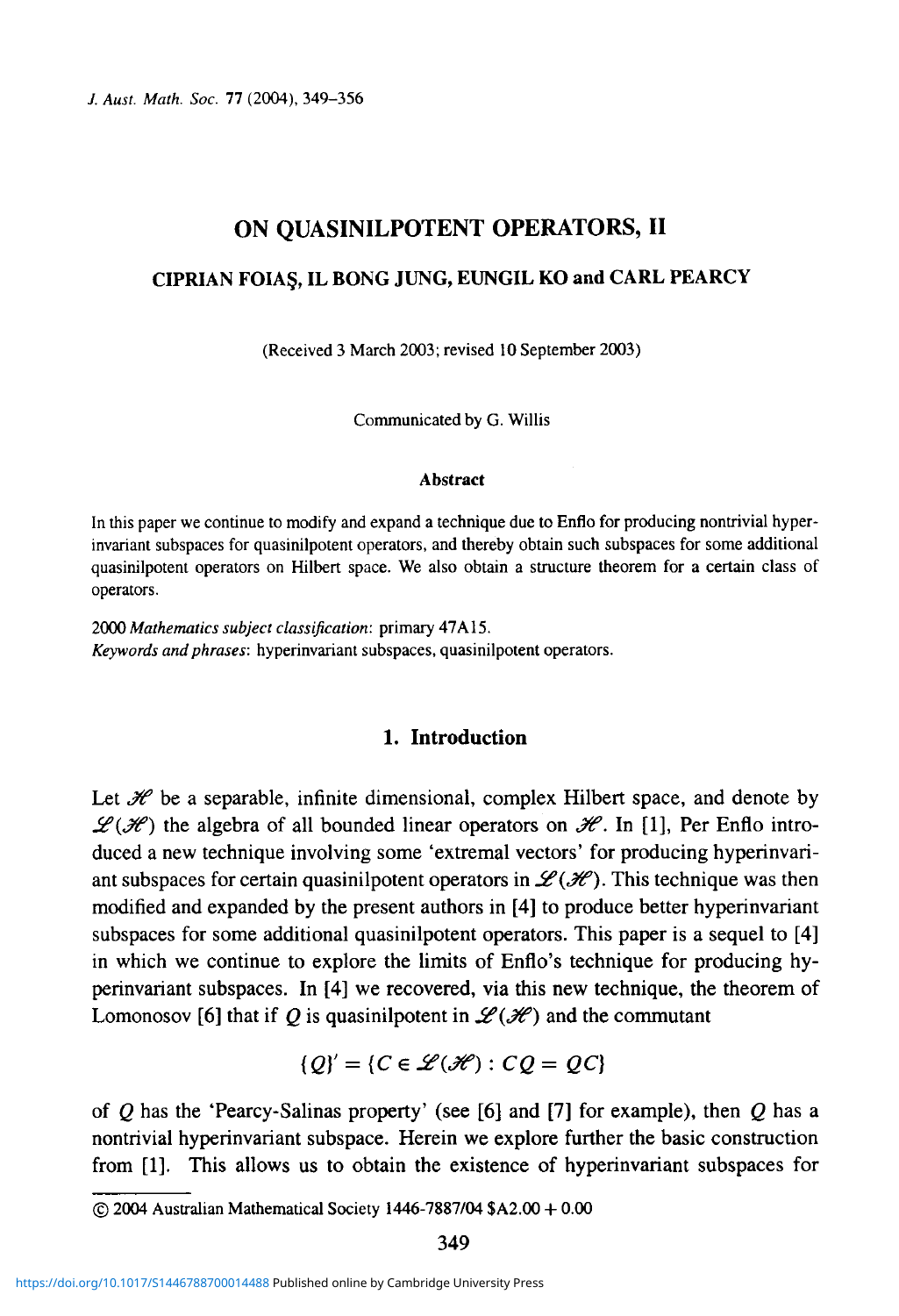# ON QUASINILPOTENT OPERATORS, II

## CIPRIAN FOIAŞ, IL BONG JUNG, EUNGIL KO and CARL PEARCY

(Received 3 March 2003; revised 10 September 2003)

Communicated by G. Willis

#### Abstract

In this paper we continue to modify and expand a technique due to Enflo for producing nontrivial hyperinvariant subspaces for quasinilpotent operators, and thereby obtain such subspaces for some additional quasinilpotent operators on Hilbert space. We also obtain a structure theorem for a certain class of operators.

2000 *Mathematics subject classification*: primary 47A15.
*Keywords and phrases*: hyperinvariant subspaces, quasinilpotent operators.

## 1. Introduction

Let $\mathscr{H}$ be a separable, infinite dimensional, complex Hilbert space, and denote by $\mathscr{L}(\mathscr{H})$ the algebra of all bounded linear operators on $\mathscr{H}$. In [1], Per Enflo introduced a new technique involving some 'extremal vectors' for producing hyperinvariant subspaces for certain quasinilpotent operators in $\mathscr{L}(\mathscr{H})$. This technique was then modified and expanded by the present authors in [4] to produce better hyperinvariant subspaces for some additional quasinilpotent operators. This paper is a sequel to [4] in which we continue to explore the limits of Enflo's technique for producing hyperinvariant subspaces. In [4] we recovered, via this new technique, the theorem of Lomonosov [6] that if $Q$ is quasinilpotent in $\mathscr{L}(\mathscr{H})$ and the commutant

$$\{Q\}' = \{C \in \mathscr{L}(\mathscr{H}) : CQ = QC\}$$

of $Q$ has the 'Pearcy-Salinas property' (see [6] and [7] for example), then $Q$ has a nontrivial hyperinvariant subspace. Herein we explore further the basic construction from [1]. This allows us to obtain the existence of hyperinvariant subspaces for

© 2004 Australian Mathematical Society 1446-7887/04 $A2.00 + 0.00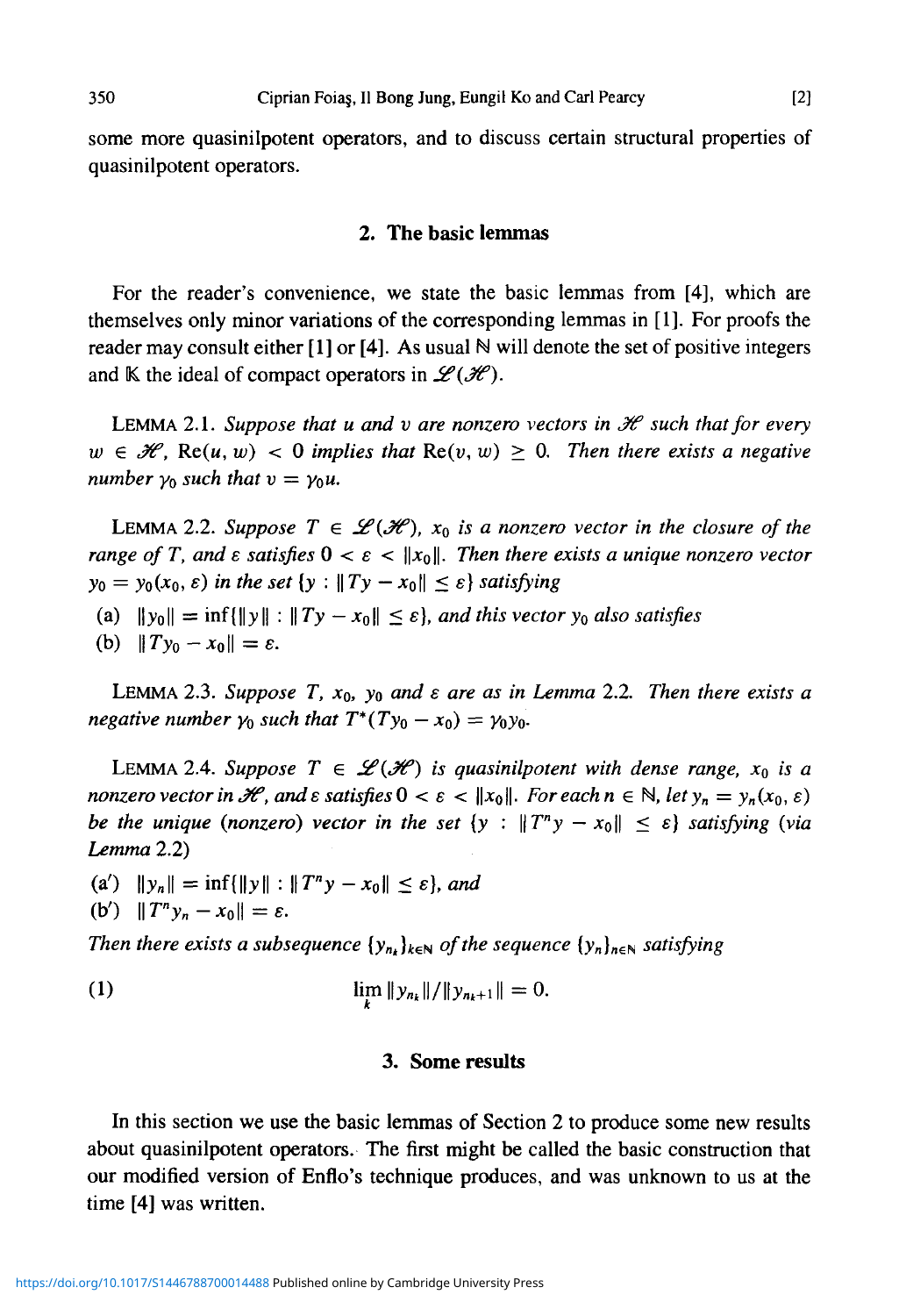some more quasinilpotent operators, and to discuss certain structural properties of quasinilpotent operators.

## 2. The basic lemmas

For the reader's convenience, we state the basic lemmas from [4], which are themselves only minor variations of the corresponding lemmas in [1]. For proofs the reader may consult either [1] or [4]. As usual $\mathbb{N}$ will denote the set of positive integers and $\mathbb{K}$ the ideal of compact operators in $\mathcal{L}(\mathcal{H})$.

LEMMA 2.1. *Suppose that $u$ and $v$ are nonzero vectors in $\mathcal{H}$ such that for every $w \in \mathcal{H}$, $\operatorname{Re}(u, w) < 0$ implies that $\operatorname{Re}(v, w) \geq 0$. Then there exists a negative number $\gamma_0$ such that $v = \gamma_0 u$.*

LEMMA 2.2. *Suppose $T \in \mathcal{L}(\mathcal{H})$, $x_0$ is a nonzero vector in the closure of the range of $T$, and $\varepsilon$ satisfies $0 < \varepsilon < \|x_0\|$. Then there exists a unique nonzero vector $y_0 = y_0(x_0, \varepsilon)$ in the set $\{y : \|Ty - x_0\| \leq \varepsilon\}$ satisfying*

(a) $\|y_0\| = \inf\{\|y\| : \|Ty - x_0\| \leq \varepsilon\}$, *and this vector $y_0$ also satisfies*

(b) $\|Ty_0 - x_0\| = \varepsilon$.

LEMMA 2.3. *Suppose $T$, $x_0$, $y_0$ and $\varepsilon$ are as in Lemma 2.2. Then there exists a negative number $\gamma_0$ such that $T^*(Ty_0 - x_0) = \gamma_0 y_0$.*

LEMMA 2.4. *Suppose $T \in \mathcal{L}(\mathcal{H})$ is quasinilpotent with dense range, $x_0$ is a nonzero vector in $\mathcal{H}$, and $\varepsilon$ satisfies $0 < \varepsilon < \|x_0\|$. For each $n \in \mathbb{N}$, let $y_n = y_n(x_0, \varepsilon)$ be the unique (nonzero) vector in the set $\{y : \|T^n y - x_0\| \leq \varepsilon\}$ satisfying (via Lemma 2.2)*

(a′) $\|y_n\| = \inf\{\|y\| : \|T^n y - x_0\| \leq \varepsilon\}$, *and*

(b′) $\|T^n y_n - x_0\| = \varepsilon$.

*Then there exists a subsequence $\{y_{n_k}\}_{k \in \mathbb{N}}$ of the sequence $\{y_n\}_{n \in \mathbb{N}}$ satisfying*

$$\lim_k \|y_{n_k}\| / \|y_{n_k + 1}\| = 0. \tag{1}$$

## 3. Some results

In this section we use the basic lemmas of Section 2 to produce some new results about quasinilpotent operators. The first might be called the basic construction that our modified version of Enflo's technique produces, and was unknown to us at the time [4] was written.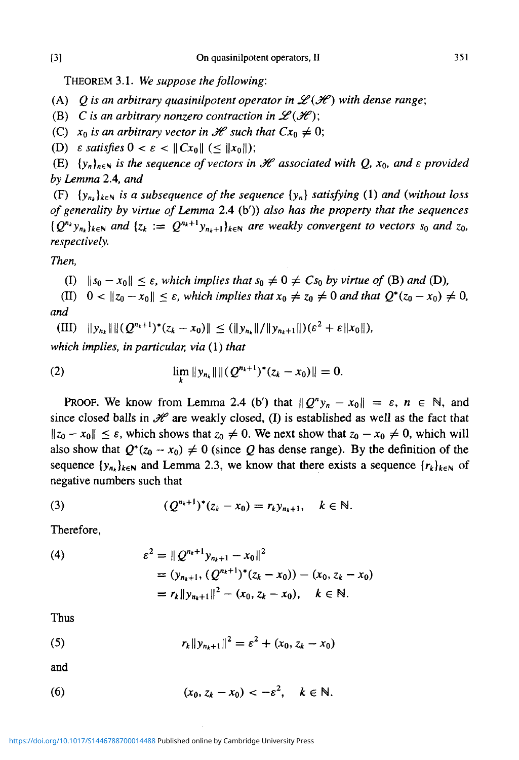THEOREM 3.1. *We suppose the following*:

(A) $Q$ *is an arbitrary quasinilpotent operator in* $\mathcal{L}(\mathcal{H})$ *with dense range*;

(B) $C$ *is an arbitrary nonzero contraction in* $\mathcal{L}(\mathcal{H})$;

(C) $x_0$ *is an arbitrary vector in* $\mathcal{H}$ *such that* $Cx_0 \neq 0$;

(D) $\varepsilon$ *satisfies* $0 < \varepsilon < \|Cx_0\|$ $(\leq \|x_0\|)$;

(E) $\{y_n\}_{n\in\mathbb{N}}$ *is the sequence of vectors in* $\mathcal{H}$ *associated with* $Q$, $x_0$, *and* $\varepsilon$ *provided by Lemma* 2.4, *and*

(F) $\{y_{n_k}\}_{k\in\mathbb{N}}$ *is a subsequence of the sequence* $\{y_n\}$ *satisfying* (1) *and (without loss of generality by virtue of Lemma* 2.4 (b')) *also has the property that the sequences* $\{Q^{n_k}y_{n_k}\}_{k\in\mathbb{N}}$ *and* $\{z_k := Q^{n_k+1}y_{n_k+1}\}_{k\in\mathbb{N}}$ *are weakly convergent to vectors* $s_0$ *and* $z_0$, *respectively.*

*Then,*

(I) $\|s_0 - x_0\| \leq \varepsilon$, *which implies that* $s_0 \neq 0 \neq Cs_0$ *by virtue of* (B) *and* (D),

(II) $0 < \|z_0 - x_0\| \leq \varepsilon$, *which implies that* $x_0 \neq z_0 \neq 0$ *and that* $Q^*(z_0 - x_0) \neq 0$, *and*

(III) $\|y_{n_k}\|\|(Q^{n_k+1})^*(z_k - x_0)\| \leq (\|y_{n_k}\|/\|y_{n_k+1}\|)(\varepsilon^2 + \varepsilon\|x_0\|)$,

*which implies, in particular, via* (1) *that*

$$\lim_k \|y_{n_k}\|\|(Q^{n_k+1})^*(z_k - x_0)\| = 0. \tag{2}$$

PROOF. We know from Lemma 2.4 (b') that $\|Q^n y_n - x_0\| = \varepsilon$, $n \in \mathbb{N}$, and since closed balls in $\mathcal{H}$ are weakly closed, (I) is established as well as the fact that $\|z_0 - x_0\| \leq \varepsilon$, which shows that $z_0 \neq 0$. We next show that $z_0 - x_0 \neq 0$, which will also show that $Q^*(z_0 - x_0) \neq 0$ (since $Q$ has dense range). By the definition of the sequence $\{y_{n_k}\}_{k\in\mathbb{N}}$ and Lemma 2.3, we know that there exists a sequence $\{r_k\}_{k\in\mathbb{N}}$ of negative numbers such that

$$(Q^{n_k+1})^*(z_k - x_0) = r_k y_{n_k+1}, \quad k \in \mathbb{N}. \tag{3}$$

Therefore,

$$\begin{aligned} \varepsilon^2 &= \|Q^{n_k+1}y_{n_k+1} - x_0\|^2 \\ &= (y_{n_k+1}, (Q^{n_k+1})^*(z_k - x_0)) - (x_0, z_k - x_0) \\ &= r_k\|y_{n_k+1}\|^2 - (x_0, z_k - x_0), \quad k \in \mathbb{N}. \end{aligned} \tag{4}$$

Thus

$$r_k\|y_{n_k+1}\|^2 = \varepsilon^2 + (x_0, z_k - x_0) \tag{5}$$

and

$$(x_0, z_k - x_0) < -\varepsilon^2, \quad k \in \mathbb{N}. \tag{6}$$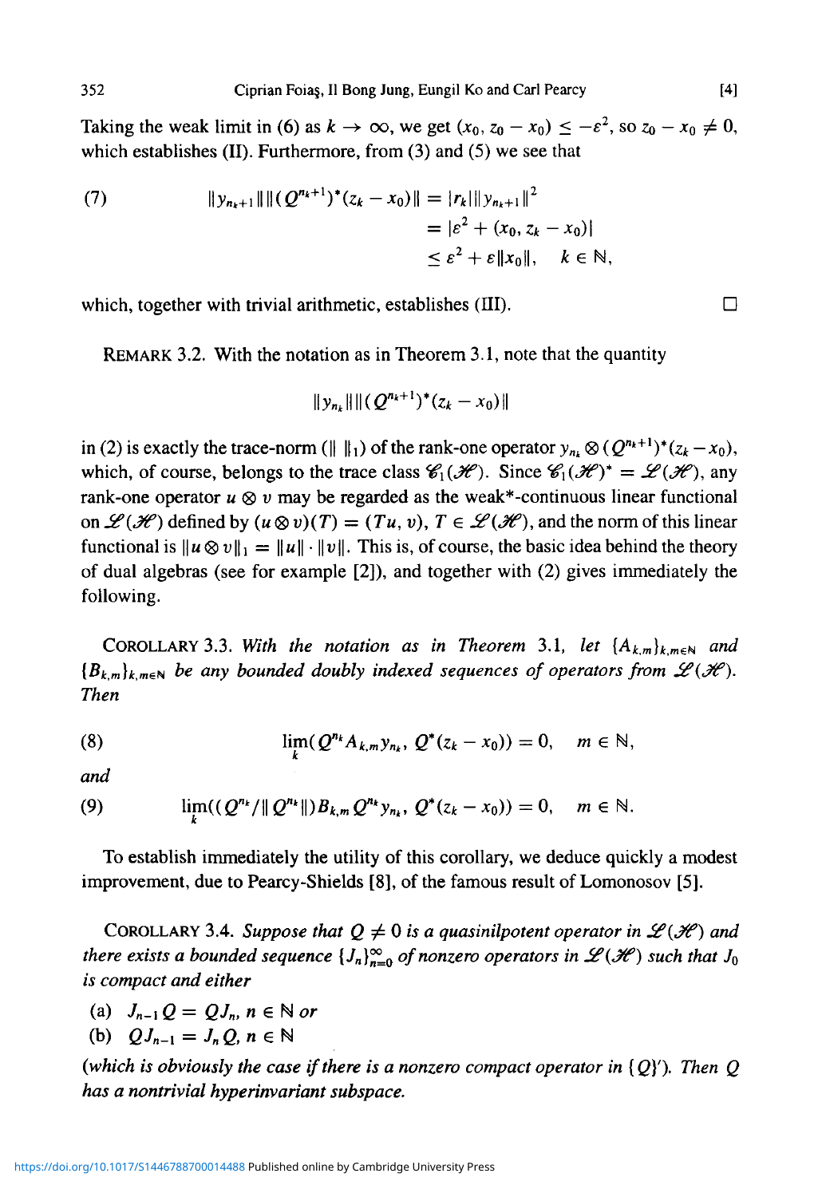Taking the weak limit in (6) as $k \to \infty$, we get $(x_0, z_0 - x_0) \le -\varepsilon^2$, so $z_0 - x_0 \neq 0$, which establishes (II). Furthermore, from (3) and (5) we see that

$$
\begin{aligned}
(7) \qquad \|y_{n_k+1}\| \|(Q^{n_k+1})^*(z_k - x_0)\| &= |r_k| \|y_{n_k+1}\|^2 \\
&= |\varepsilon^2 + (x_0, z_k - x_0)| \\
&\le \varepsilon^2 + \varepsilon \|x_0\|, \quad k \in \mathbb{N},
\end{aligned}
$$

which, together with trivial arithmetic, establishes (III). □

REMARK 3.2. With the notation as in Theorem 3.1, note that the quantity

$$\|y_{n_k}\| \|(Q^{n_k+1})^*(z_k - x_0)\|$$

in (2) is exactly the trace-norm ($\| \ \|_1$) of the rank-one operator $y_{n_k} \otimes (Q^{n_k+1})^*(z_k - x_0)$, which, of course, belongs to the trace class $\mathscr{C}_1(\mathscr{H})$. Since $\mathscr{C}_1(\mathscr{H})^* = \mathscr{L}(\mathscr{H})$, any rank-one operator $u \otimes v$ may be regarded as the weak\*-continuous linear functional on $\mathscr{L}(\mathscr{H})$ defined by $(u \otimes v)(T) = (Tu, v)$, $T \in \mathscr{L}(\mathscr{H})$, and the norm of this linear functional is $\|u \otimes v\|_1 = \|u\| \cdot \|v\|$. This is, of course, the basic idea behind the theory of dual algebras (see for example [2]), and together with (2) gives immediately the following.

COROLLARY 3.3. *With the notation as in Theorem 3.1, let $\{A_{k,m}\}_{k,m \in \mathbb{N}}$ and $\{B_{k,m}\}_{k,m \in \mathbb{N}}$ be any bounded doubly indexed sequences of operators from $\mathscr{L}(\mathscr{H})$. Then*

$$(8) \qquad \lim_k (Q^{n_k} A_{k,m} y_{n_k}, Q^*(z_k - x_0)) = 0, \quad m \in \mathbb{N},$$

*and*

$$(9) \qquad \lim_k ((Q^{n_k}/\|Q^{n_k}\|) B_{k,m} Q^{n_k} y_{n_k}, Q^*(z_k - x_0)) = 0, \quad m \in \mathbb{N}.$$

To establish immediately the utility of this corollary, we deduce quickly a modest improvement, due to Pearcy-Shields [8], of the famous result of Lomonosov [5].

COROLLARY 3.4. *Suppose that $Q \neq 0$ is a quasinilpotent operator in $\mathscr{L}(\mathscr{H})$ and there exists a bounded sequence $\{J_n\}_{n=0}^{\infty}$ of nonzero operators in $\mathscr{L}(\mathscr{H})$ such that $J_0$ is compact and either*

(a) $J_{n-1} Q = Q J_n$, $n \in \mathbb{N}$ *or*
(b) $Q J_{n-1} = J_n Q$, $n \in \mathbb{N}$

*(which is obviously the case if there is a nonzero compact operator in $\{Q\}'$). Then $Q$ has a nontrivial hyperinvariant subspace.*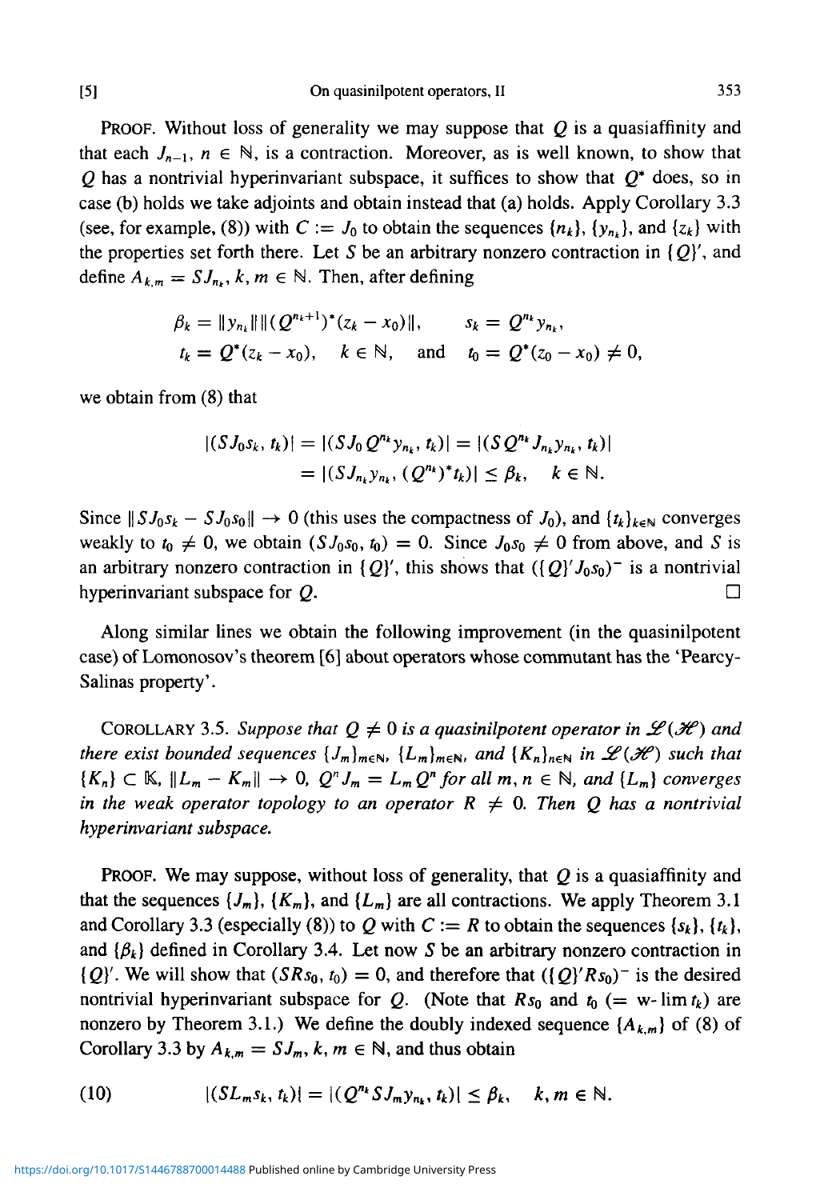PROOF. Without loss of generality we may suppose that $Q$ is a quasiaffinity and that each $J_{n-1}$, $n \in \mathbb{N}$, is a contraction. Moreover, as is well known, to show that $Q$ has a nontrivial hyperinvariant subspace, it suffices to show that $Q^*$ does, so in case (b) holds we take adjoints and obtain instead that (a) holds. Apply Corollary 3.3 (see, for example, (8)) with $C := J_0$ to obtain the sequences $\{n_k\}$, $\{y_{n_k}\}$, and $\{z_k\}$ with the properties set forth there. Let $S$ be an arbitrary nonzero contraction in $\{Q\}'$, and define $A_{k,m} = SJ_{n_k}$, $k, m \in \mathbb{N}$. Then, after defining

$$\beta_k = \|y_{n_k}\|\|(Q^{n_k+1})^*(z_k - x_0)\|, \qquad s_k = Q^{n_k} y_{n_k},$$
$$t_k = Q^*(z_k - x_0), \quad k \in \mathbb{N}, \quad \text{and} \quad t_0 = Q^*(z_0 - x_0) \neq 0,$$

we obtain from (8) that

$$\begin{aligned} |(SJ_0 s_k, t_k)| &= |(SJ_0 Q^{n_k} y_{n_k}, t_k)| = |(SQ^{n_k} J_{n_k} y_{n_k}, t_k)| \\ &= |(SJ_{n_k} y_{n_k}, (Q^{n_k})^* t_k)| \leq \beta_k, \quad k \in \mathbb{N}. \end{aligned}$$

Since $\|SJ_0 s_k - SJ_0 s_0\| \to 0$ (this uses the compactness of $J_0$), and $\{t_k\}_{k \in \mathbb{N}}$ converges weakly to $t_0 \neq 0$, we obtain $(SJ_0 s_0, t_0) = 0$. Since $J_0 s_0 \neq 0$ from above, and $S$ is an arbitrary nonzero contraction in $\{Q\}'$, this shows that $(\{Q\}' J_0 s_0)^-$ is a nontrivial hyperinvariant subspace for $Q$. $\square$

Along similar lines we obtain the following improvement (in the quasinilpotent case) of Lomonosov's theorem [6] about operators whose commutant has the 'Pearcy-Salinas property'.

COROLLARY 3.5. *Suppose that $Q \neq 0$ is a quasinilpotent operator in $\mathcal{L}(\mathcal{H})$ and there exist bounded sequences $\{J_m\}_{m \in \mathbb{N}}$, $\{L_m\}_{m \in \mathbb{N}}$, and $\{K_n\}_{n \in \mathbb{N}}$ in $\mathcal{L}(\mathcal{H})$ such that $\{K_n\} \subset \mathbb{K}$, $\|L_m - K_m\| \to 0$, $Q^n J_m = L_m Q^n$ for all $m, n \in \mathbb{N}$, and $\{L_m\}$ converges in the weak operator topology to an operator $R \neq 0$. Then $Q$ has a nontrivial hyperinvariant subspace.*

PROOF. We may suppose, without loss of generality, that $Q$ is a quasiaffinity and that the sequences $\{J_m\}$, $\{K_m\}$, and $\{L_m\}$ are all contractions. We apply Theorem 3.1 and Corollary 3.3 (especially (8)) to $Q$ with $C := R$ to obtain the sequences $\{s_k\}$, $\{t_k\}$, and $\{\beta_k\}$ defined in Corollary 3.4. Let now $S$ be an arbitrary nonzero contraction in $\{Q\}'$. We will show that $(SRs_0, t_0) = 0$, and therefore that $(\{Q\}' Rs_0)^-$ is the desired nontrivial hyperinvariant subspace for $Q$. (Note that $Rs_0$ and $t_0$ ($=$ w-$\lim t_k$) are nonzero by Theorem 3.1.) We define the doubly indexed sequence $\{A_{k,m}\}$ of (8) of Corollary 3.3 by $A_{k,m} = SJ_m$, $k, m \in \mathbb{N}$, and thus obtain

$$|(SL_m s_k, t_k)| = |(Q^{n_k} SJ_m y_{n_k}, t_k)| \leq \beta_k, \quad k, m \in \mathbb{N}. \tag{10}$$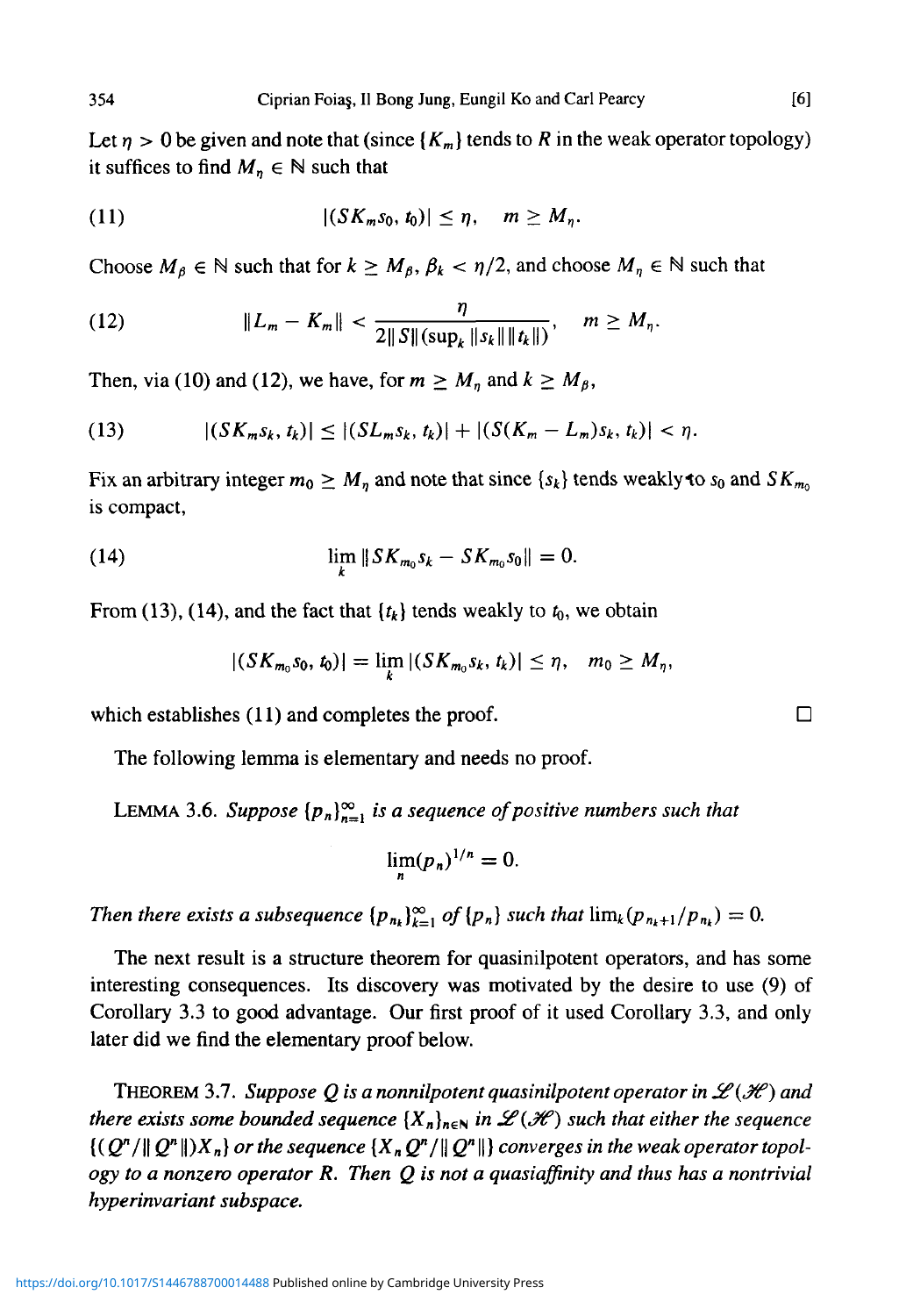Let $\eta > 0$ be given and note that (since $\{K_m\}$ tends to $R$ in the weak operator topology) it suffices to find $M_\eta \in \mathbb{N}$ such that

$$|(SK_m s_0, t_0)| \leq \eta, \quad m \geq M_\eta. \tag{11}$$

Choose $M_\beta \in \mathbb{N}$ such that for $k \geq M_\beta$, $\beta_k < \eta/2$, and choose $M_\eta \in \mathbb{N}$ such that

$$\|L_m - K_m\| < \frac{\eta}{2\|S\|(\sup_k \|s_k\|\|t_k\|)}, \quad m \geq M_\eta. \tag{12}$$

Then, via (10) and (12), we have, for $m \geq M_\eta$ and $k \geq M_\beta$,

$$|(SK_m s_k, t_k)| \leq |(SL_m s_k, t_k)| + |(S(K_m - L_m)s_k, t_k)| < \eta. \tag{13}$$

Fix an arbitrary integer $m_0 \geq M_\eta$ and note that since $\{s_k\}$ tends weakly to $s_0$ and $SK_{m_0}$ is compact,

$$\lim_k \|SK_{m_0}s_k - SK_{m_0}s_0\| = 0. \tag{14}$$

From (13), (14), and the fact that $\{t_k\}$ tends weakly to $t_0$, we obtain

$$|(SK_{m_0}s_0, t_0)| = \lim_k |(SK_{m_0}s_k, t_k)| \leq \eta, \quad m_0 \geq M_\eta,$$

which establishes (11) and completes the proof. □

The following lemma is elementary and needs no proof.

Lemma 3.6. *Suppose $\{p_n\}_{n=1}^\infty$ is a sequence of positive numbers such that*

$$\lim_n (p_n)^{1/n} = 0.$$

*Then there exists a subsequence $\{p_{n_k}\}_{k=1}^\infty$ of $\{p_n\}$ such that $\lim_k (p_{n_k+1}/p_{n_k}) = 0$.*

The next result is a structure theorem for quasinilpotent operators, and has some interesting consequences. Its discovery was motivated by the desire to use (9) of Corollary 3.3 to good advantage. Our first proof of it used Corollary 3.3, and only later did we find the elementary proof below.

Theorem 3.7. *Suppose $Q$ is a nonnilpotent quasinilpotent operator in $\mathcal{L}(\mathcal{H})$ and there exists some bounded sequence $\{X_n\}_{n\in\mathbb{N}}$ in $\mathcal{L}(\mathcal{H})$ such that either the sequence $\{(Q^n/\|Q^n\|)X_n\}$ or the sequence $\{X_n Q^n/\|Q^n\|\}$ converges in the weak operator topology to a nonzero operator $R$. Then $Q$ is not a quasiaffinity and thus has a nontrivial hyperinvariant subspace.*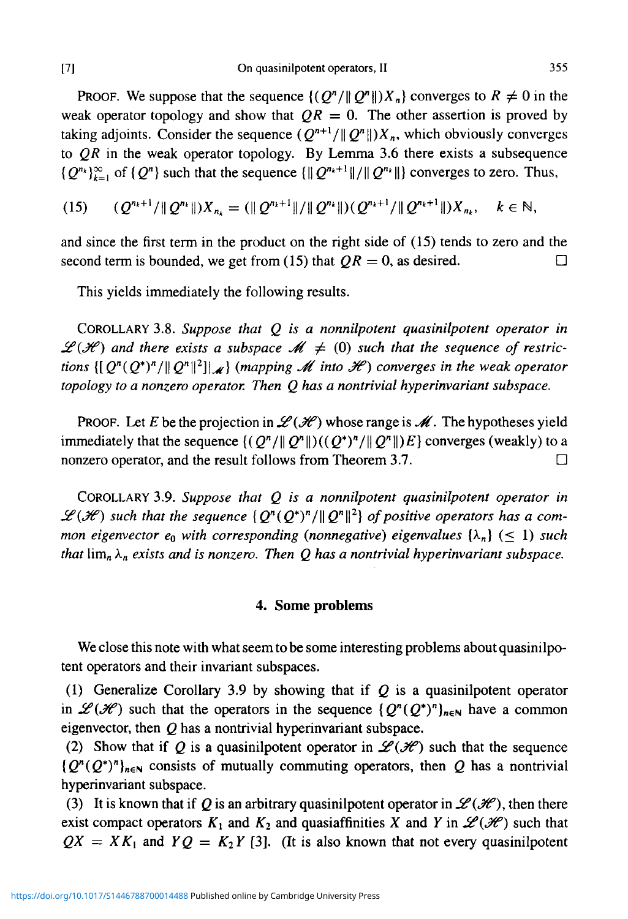PROOF. We suppose that the sequence $\{(Q^n/\|Q^n\|)X_n\}$ converges to $R \neq 0$ in the weak operator topology and show that $QR = 0$. The other assertion is proved by taking adjoints. Consider the sequence $(Q^{n+1}/\|Q^n\|)X_n$, which obviously converges to $QR$ in the weak operator topology. By Lemma 3.6 there exists a subsequence $\{Q^{n_k}\}_{k=1}^{\infty}$ of $\{Q^n\}$ such that the sequence $\{\|Q^{n_k+1}\|/\|Q^{n_k}\|\}$ converges to zero. Thus,

$$(15) \qquad (Q^{n_k+1}/\|Q^{n_k}\|)X_{n_k} = (\|Q^{n_k+1}\|/\|Q^{n_k}\|)(Q^{n_k+1}/\|Q^{n_k+1}\|)X_{n_k}, \quad k \in \mathbb{N},$$

and since the first term in the product on the right side of (15) tends to zero and the second term is bounded, we get from (15) that $QR = 0$, as desired. □

This yields immediately the following results.

COROLLARY 3.8. *Suppose that $Q$ is a nonnilpotent quasinilpotent operator in $\mathcal{L}(\mathcal{H})$ and there exists a subspace $\mathcal{M} \neq (0)$ such that the sequence of restrictions $\{[Q^n(Q^*)^n/\|Q^n\|^2]|_{\mathcal{M}}\}$ (mapping $\mathcal{M}$ into $\mathcal{H}$) converges in the weak operator topology to a nonzero operator. Then $Q$ has a nontrivial hyperinvariant subspace.*

PROOF. Let $E$ be the projection in $\mathcal{L}(\mathcal{H})$ whose range is $\mathcal{M}$. The hypotheses yield immediately that the sequence $\{(Q^n/\|Q^n\|)((Q^*)^n/\|Q^n\|)E\}$ converges (weakly) to a nonzero operator, and the result follows from Theorem 3.7. □

COROLLARY 3.9. *Suppose that $Q$ is a nonnilpotent quasinilpotent operator in $\mathcal{L}(\mathcal{H})$ such that the sequence $\{Q^n(Q^*)^n/\|Q^n\|^2\}$ of positive operators has a common eigenvector $e_0$ with corresponding (nonnegative) eigenvalues $\{\lambda_n\}$ $(\leq 1)$ such that $\lim_n \lambda_n$ exists and is nonzero. Then $Q$ has a nontrivial hyperinvariant subspace.*

## 4. Some problems

We close this note with what seem to be some interesting problems about quasinilpotent operators and their invariant subspaces.

(1) Generalize Corollary 3.9 by showing that if $Q$ is a quasinilpotent operator in $\mathcal{L}(\mathcal{H})$ such that the operators in the sequence $\{Q^n(Q^*)^n\}_{n\in\mathbb{N}}$ have a common eigenvector, then $Q$ has a nontrivial hyperinvariant subspace.

(2) Show that if $Q$ is a quasinilpotent operator in $\mathcal{L}(\mathcal{H})$ such that the sequence $\{Q^n(Q^*)^n\}_{n\in\mathbb{N}}$ consists of mutually commuting operators, then $Q$ has a nontrivial hyperinvariant subspace.

(3) It is known that if $Q$ is an arbitrary quasinilpotent operator in $\mathcal{L}(\mathcal{H})$, then there exist compact operators $K_1$ and $K_2$ and quasiaffinities $X$ and $Y$ in $\mathcal{L}(\mathcal{H})$ such that $QX = XK_1$ and $YQ = K_2Y$ [3]. (It is also known that not every quasinilpotent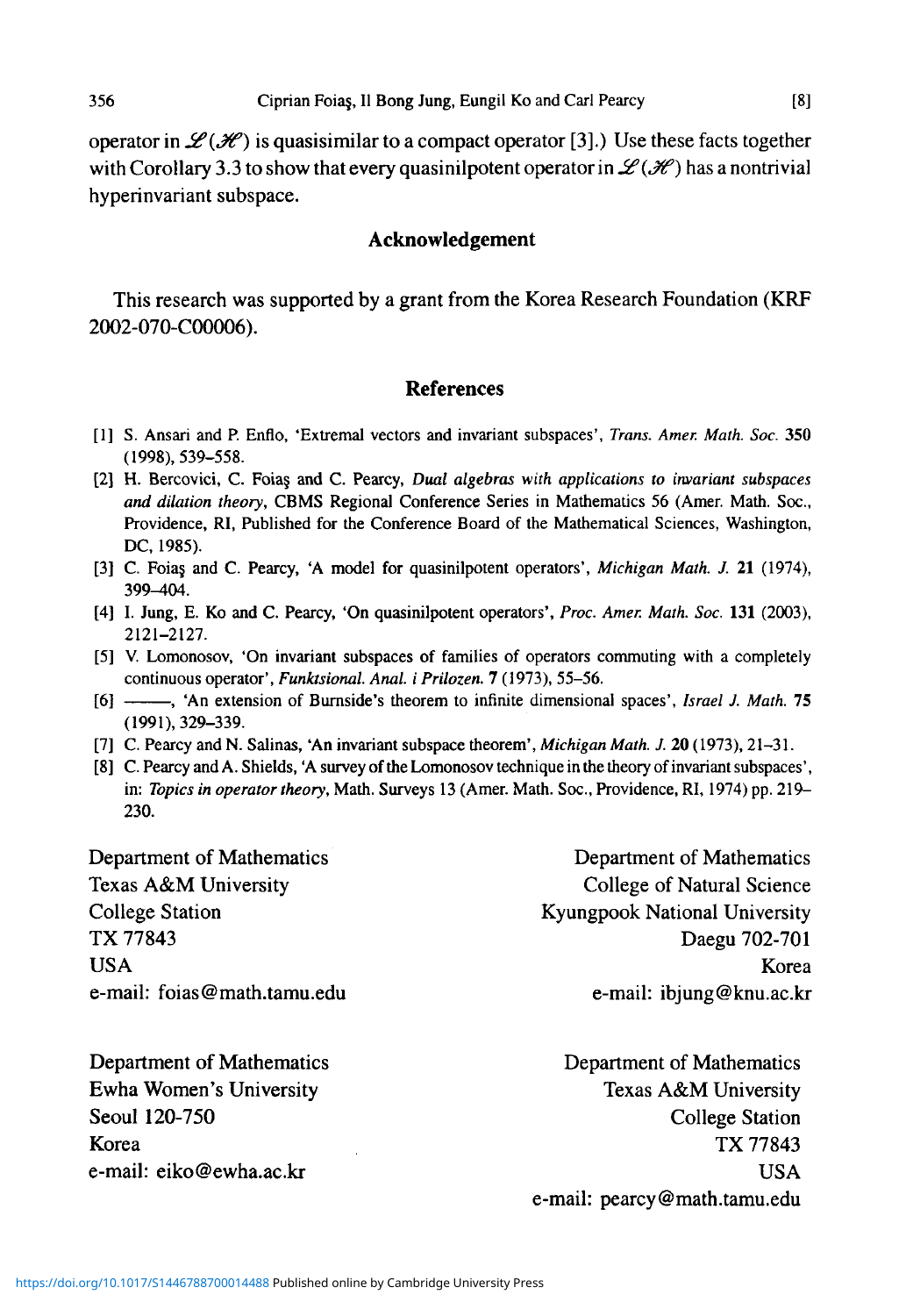operator in $\mathcal{L}(\mathcal{H})$ is quasisimilar to a compact operator [3].) Use these facts together with Corollary 3.3 to show that every quasinilpotent operator in $\mathcal{L}(\mathcal{H})$ has a nontrivial hyperinvariant subspace.

## Acknowledgement

This research was supported by a grant from the Korea Research Foundation (KRF 2002-070-C00006).

## References

[1] S. Ansari and P. Enflo, 'Extremal vectors and invariant subspaces', *Trans. Amer. Math. Soc.* **350** (1998), 539–558.

[2] H. Bercovici, C. Foiaş and C. Pearcy, *Dual algebras with applications to invariant subspaces and dilation theory*, CBMS Regional Conference Series in Mathematics 56 (Amer. Math. Soc., Providence, RI, Published for the Conference Board of the Mathematical Sciences, Washington, DC, 1985).

[3] C. Foiaş and C. Pearcy, 'A model for quasinilpotent operators', *Michigan Math. J.* **21** (1974), 399–404.

[4] I. Jung, E. Ko and C. Pearcy, 'On quasinilpotent operators', *Proc. Amer. Math. Soc.* **131** (2003), 2121–2127.

[5] V. Lomonosov, 'On invariant subspaces of families of operators commuting with a completely continuous operator', *Funktsional. Anal. i Prilozen.* **7** (1973), 55–56.

[6] ———, 'An extension of Burnside's theorem to infinite dimensional spaces', *Israel J. Math.* **75** (1991), 329–339.

[7] C. Pearcy and N. Salinas, 'An invariant subspace theorem', *Michigan Math. J.* **20** (1973), 21–31.

[8] C. Pearcy and A. Shields, 'A survey of the Lomonosov technique in the theory of invariant subspaces', in: *Topics in operator theory*, Math. Surveys 13 (Amer. Math. Soc., Providence, RI, 1974) pp. 219–230.

Department of Mathematics
Texas A&M University
College Station
TX 77843
USA
e-mail: foias@math.tamu.edu

Department of Mathematics
College of Natural Science
Kyungpook National University
Daegu 702-701
Korea
e-mail: ibjung@knu.ac.kr

Department of Mathematics
Ewha Women's University
Seoul 120-750
Korea
e-mail: eiko@ewha.ac.kr

Department of Mathematics
Texas A&M University
College Station
TX 77843
USA
e-mail: pearcy@math.tamu.edu